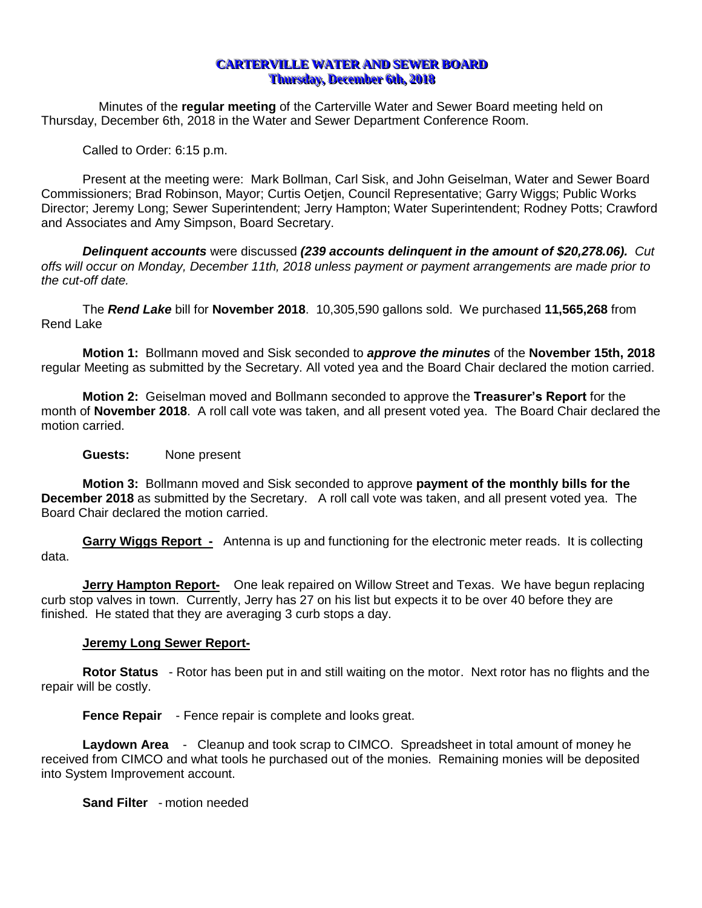# CARTERVILLE WATER AND SEWER BOARD
## Thursday, December 6th, 2018

Minutes of the **regular meeting** of the Carterville Water and Sewer Board meeting held on Thursday, December 6th, 2018 in the Water and Sewer Department Conference Room.

Called to Order: 6:15 p.m.

Present at the meeting were: Mark Bollman, Carl Sisk, and John Geiselman, Water and Sewer Board Commissioners; Brad Robinson, Mayor; Curtis Oetjen, Council Representative; Garry Wiggs; Public Works Director; Jeremy Long; Sewer Superintendent; Jerry Hampton; Water Superintendent; Rodney Potts; Crawford and Associates and Amy Simpson, Board Secretary.

***Delinquent accounts*** were discussed ***(239 accounts delinquent in the amount of $20,278.06).*** *Cut offs will occur on Monday, December 11th, 2018 unless payment or payment arrangements are made prior to the cut-off date.*

The ***Rend Lake*** bill for **November 2018**. 10,305,590 gallons sold. We purchased **11,565,268** from Rend Lake

**Motion 1:** Bollmann moved and Sisk seconded to ***approve the minutes*** of the **November 15th, 2018** regular Meeting as submitted by the Secretary. All voted yea and the Board Chair declared the motion carried.

**Motion 2:** Geiselman moved and Bollmann seconded to approve the **Treasurer's Report** for the month of **November 2018**. A roll call vote was taken, and all present voted yea. The Board Chair declared the motion carried.

**Guests:** None present

**Motion 3:** Bollmann moved and Sisk seconded to approve **payment of the monthly bills for the December 2018** as submitted by the Secretary. A roll call vote was taken, and all present voted yea. The Board Chair declared the motion carried.

**Garry Wiggs Report -** Antenna is up and functioning for the electronic meter reads. It is collecting data.

**Jerry Hampton Report-** One leak repaired on Willow Street and Texas. We have begun replacing curb stop valves in town. Currently, Jerry has 27 on his list but expects it to be over 40 before they are finished. He stated that they are averaging 3 curb stops a day.

**Jeremy Long Sewer Report-**

**Rotor Status** - Rotor has been put in and still waiting on the motor. Next rotor has no flights and the repair will be costly.

**Fence Repair** - Fence repair is complete and looks great.

**Laydown Area** - Cleanup and took scrap to CIMCO. Spreadsheet in total amount of money he received from CIMCO and what tools he purchased out of the monies. Remaining monies will be deposited into System Improvement account.

**Sand Filter** - motion needed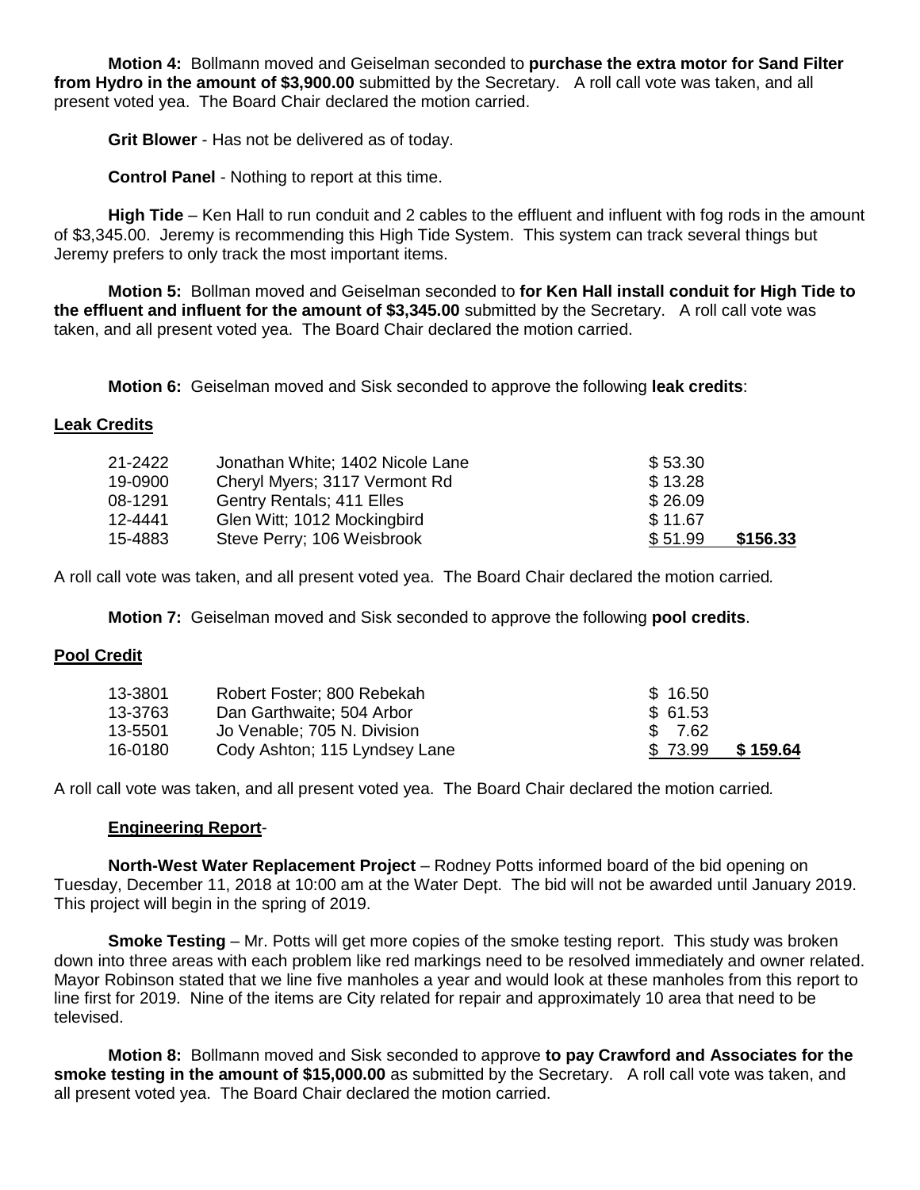**Motion 4:** Bollmann moved and Geiselman seconded to **purchase the extra motor for Sand Filter from Hydro in the amount of $3,900.00** submitted by the Secretary. A roll call vote was taken, and all present voted yea. The Board Chair declared the motion carried.

**Grit Blower** - Has not be delivered as of today.

**Control Panel** - Nothing to report at this time.

**High Tide** – Ken Hall to run conduit and 2 cables to the effluent and influent with fog rods in the amount of $3,345.00. Jeremy is recommending this High Tide System. This system can track several things but Jeremy prefers to only track the most important items.

**Motion 5:** Bollman moved and Geiselman seconded to **for Ken Hall install conduit for High Tide to the effluent and influent for the amount of $3,345.00** submitted by the Secretary. A roll call vote was taken, and all present voted yea. The Board Chair declared the motion carried.

**Motion 6:** Geiselman moved and Sisk seconded to approve the following **leak credits**:

**Leak Credits**

| | | | |
|---|---|---|---|
| 21-2422 | Jonathan White; 1402 Nicole Lane | $ 53.30 | |
| 19-0900 | Cheryl Myers; 3117 Vermont Rd | $ 13.28 | |
| 08-1291 | Gentry Rentals; 411 Elles | $ 26.09 | |
| 12-4441 | Glen Witt; 1012 Mockingbird | $ 11.67 | |
| 15-4883 | Steve Perry; 106 Weisbrook | $ 51.99 | **$156.33** |

A roll call vote was taken, and all present voted yea. The Board Chair declared the motion carried.

**Motion 7:** Geiselman moved and Sisk seconded to approve the following **pool credits**.

**Pool Credit**

| | | | |
|---|---|---|---|
| 13-3801 | Robert Foster; 800 Rebekah | $ 16.50 | |
| 13-3763 | Dan Garthwaite; 504 Arbor | $ 61.53 | |
| 13-5501 | Jo Venable; 705 N. Division | $ 7.62 | |
| 16-0180 | Cody Ashton; 115 Lyndsey Lane | $ 73.99 | **$ 159.64** |

A roll call vote was taken, and all present voted yea. The Board Chair declared the motion carried.

**Engineering Report**-

**North-West Water Replacement Project** – Rodney Potts informed board of the bid opening on Tuesday, December 11, 2018 at 10:00 am at the Water Dept. The bid will not be awarded until January 2019. This project will begin in the spring of 2019.

**Smoke Testing** – Mr. Potts will get more copies of the smoke testing report. This study was broken down into three areas with each problem like red markings need to be resolved immediately and owner related. Mayor Robinson stated that we line five manholes a year and would look at these manholes from this report to line first for 2019. Nine of the items are City related for repair and approximately 10 area that need to be televised.

**Motion 8:** Bollmann moved and Sisk seconded to approve **to pay Crawford and Associates for the smoke testing in the amount of $15,000.00** as submitted by the Secretary. A roll call vote was taken, and all present voted yea. The Board Chair declared the motion carried.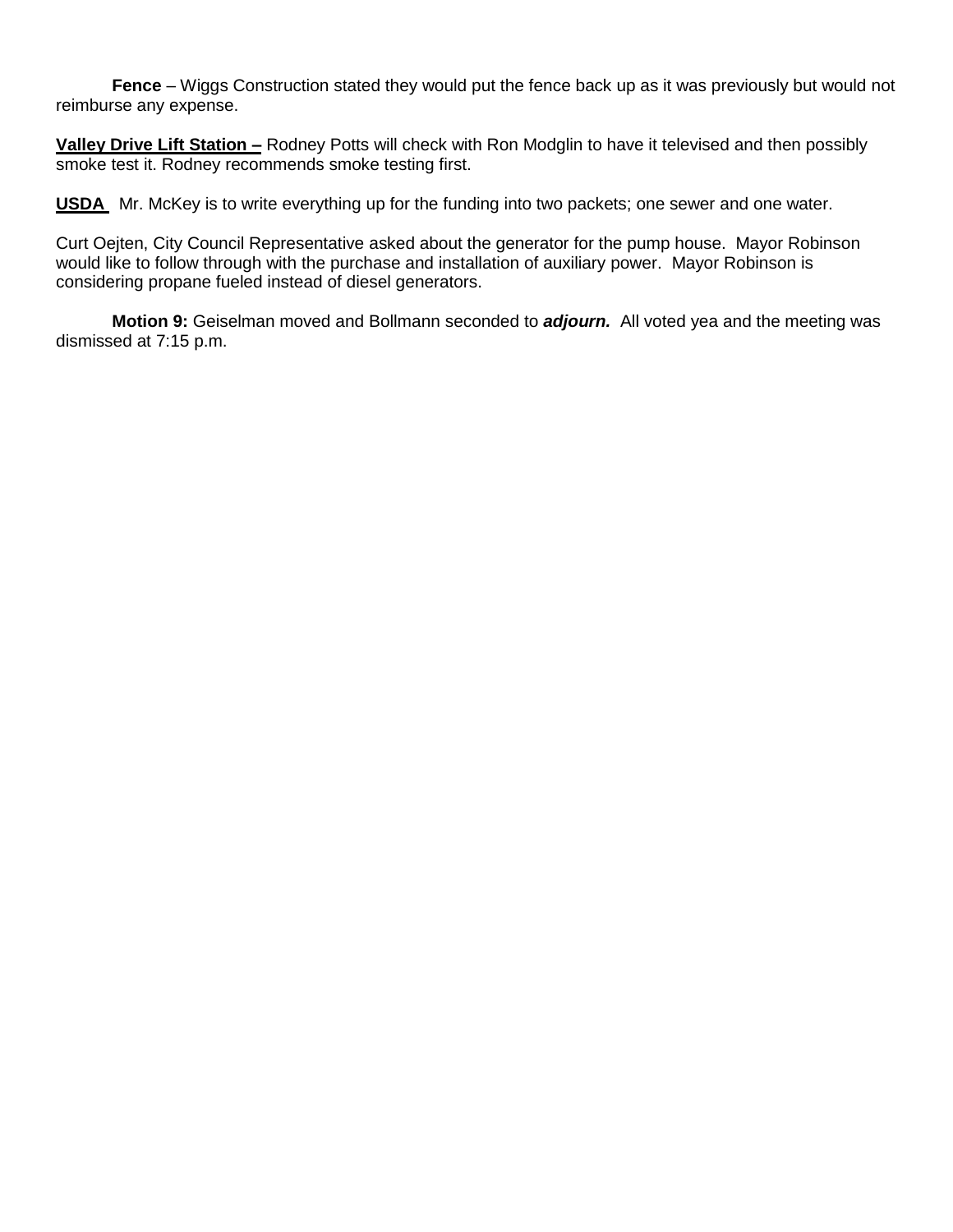**Fence** – Wiggs Construction stated they would put the fence back up as it was previously but would not reimburse any expense.

**Valley Drive Lift Station –** Rodney Potts will check with Ron Modglin to have it televised and then possibly smoke test it. Rodney recommends smoke testing first.

**USDA** Mr. McKey is to write everything up for the funding into two packets; one sewer and one water.

Curt Oejten, City Council Representative asked about the generator for the pump house. Mayor Robinson would like to follow through with the purchase and installation of auxiliary power. Mayor Robinson is considering propane fueled instead of diesel generators.

**Motion 9:** Geiselman moved and Bollmann seconded to ***adjourn.*** All voted yea and the meeting was dismissed at 7:15 p.m.